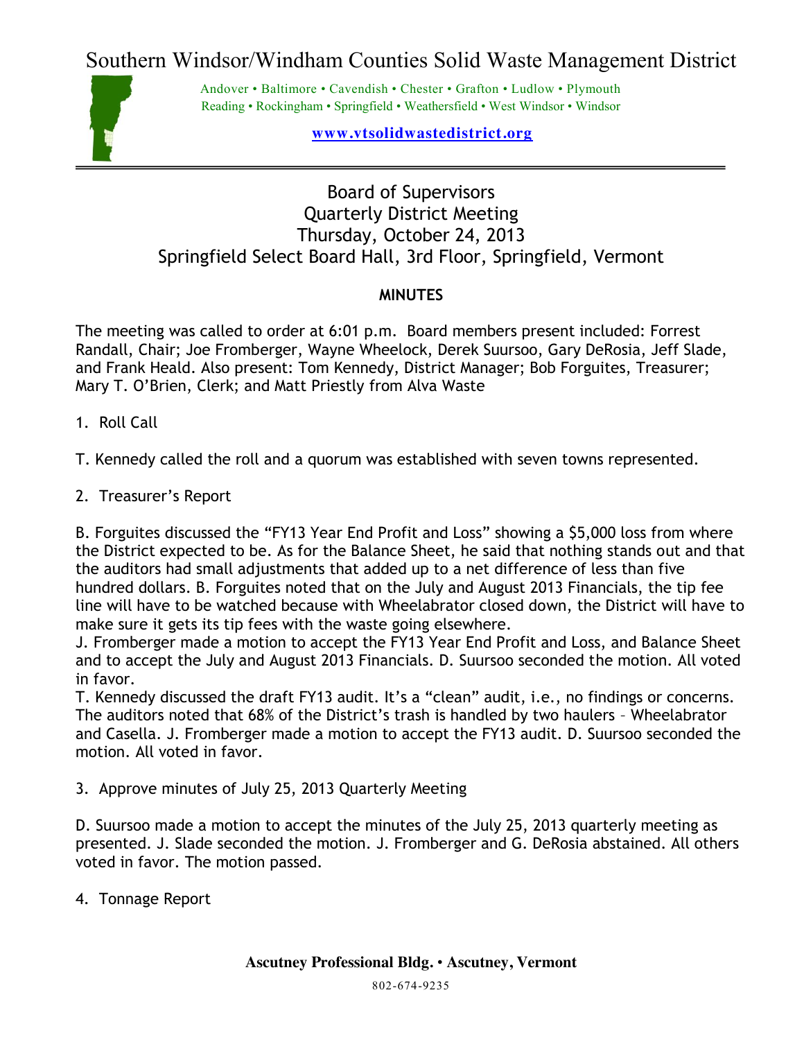# Southern Windsor/Windham Counties Solid Waste Management District

Andover • Baltimore • Cavendish • Chester • Grafton • Ludlow • Plymouth
Reading • Rockingham • Springfield • Weathersfield • West Windsor • Windsor

**www.vtsolidwastedistrict.org**

---

## Board of Supervisors
## Quarterly District Meeting
## Thursday, October 24, 2013
## Springfield Select Board Hall, 3rd Floor, Springfield, Vermont

**MINUTES**

The meeting was called to order at 6:01 p.m. Board members present included: Forrest Randall, Chair; Joe Fromberger, Wayne Wheelock, Derek Suursoo, Gary DeRosia, Jeff Slade, and Frank Heald. Also present: Tom Kennedy, District Manager; Bob Forguites, Treasurer; Mary T. O'Brien, Clerk; and Matt Priestly from Alva Waste

1. Roll Call

T. Kennedy called the roll and a quorum was established with seven towns represented.

2. Treasurer's Report

B. Forguites discussed the "FY13 Year End Profit and Loss" showing a $5,000 loss from where the District expected to be. As for the Balance Sheet, he said that nothing stands out and that the auditors had small adjustments that added up to a net difference of less than five hundred dollars. B. Forguites noted that on the July and August 2013 Financials, the tip fee line will have to be watched because with Wheelabrator closed down, the District will have to make sure it gets its tip fees with the waste going elsewhere.
J. Fromberger made a motion to accept the FY13 Year End Profit and Loss, and Balance Sheet and to accept the July and August 2013 Financials. D. Suursoo seconded the motion. All voted in favor.
T. Kennedy discussed the draft FY13 audit. It's a "clean" audit, i.e., no findings or concerns. The auditors noted that 68% of the District's trash is handled by two haulers – Wheelabrator and Casella. J. Fromberger made a motion to accept the FY13 audit. D. Suursoo seconded the motion. All voted in favor.

3. Approve minutes of July 25, 2013 Quarterly Meeting

D. Suursoo made a motion to accept the minutes of the July 25, 2013 quarterly meeting as presented. J. Slade seconded the motion. J. Fromberger and G. DeRosia abstained. All others voted in favor. The motion passed.

4. Tonnage Report

**Ascutney Professional Bldg. • Ascutney, Vermont**

802-674-9235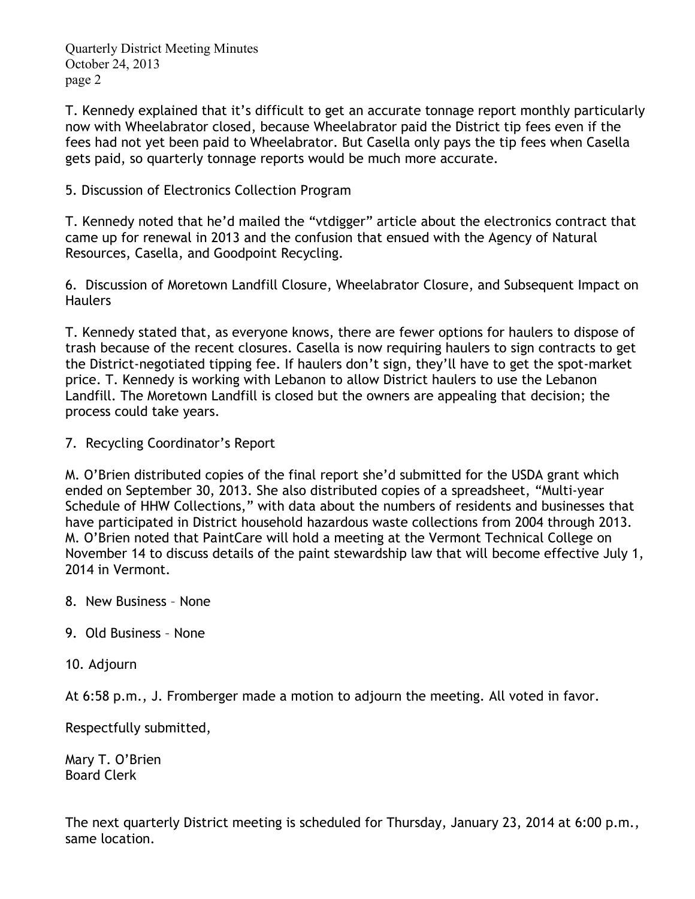T. Kennedy explained that it's difficult to get an accurate tonnage report monthly particularly now with Wheelabrator closed, because Wheelabrator paid the District tip fees even if the fees had not yet been paid to Wheelabrator. But Casella only pays the tip fees when Casella gets paid, so quarterly tonnage reports would be much more accurate.

5. Discussion of Electronics Collection Program

T. Kennedy noted that he'd mailed the "vtdigger" article about the electronics contract that came up for renewal in 2013 and the confusion that ensued with the Agency of Natural Resources, Casella, and Goodpoint Recycling.

6. Discussion of Moretown Landfill Closure, Wheelabrator Closure, and Subsequent Impact on Haulers

T. Kennedy stated that, as everyone knows, there are fewer options for haulers to dispose of trash because of the recent closures. Casella is now requiring haulers to sign contracts to get the District-negotiated tipping fee. If haulers don't sign, they'll have to get the spot-market price. T. Kennedy is working with Lebanon to allow District haulers to use the Lebanon Landfill. The Moretown Landfill is closed but the owners are appealing that decision; the process could take years.

7. Recycling Coordinator's Report

M. O'Brien distributed copies of the final report she'd submitted for the USDA grant which ended on September 30, 2013. She also distributed copies of a spreadsheet, "Multi-year Schedule of HHW Collections," with data about the numbers of residents and businesses that have participated in District household hazardous waste collections from 2004 through 2013. M. O'Brien noted that PaintCare will hold a meeting at the Vermont Technical College on November 14 to discuss details of the paint stewardship law that will become effective July 1, 2014 in Vermont.

8. New Business – None

9. Old Business – None

10. Adjourn

At 6:58 p.m., J. Fromberger made a motion to adjourn the meeting. All voted in favor.

Respectfully submitted,

Mary T. O'Brien
Board Clerk

The next quarterly District meeting is scheduled for Thursday, January 23, 2014 at 6:00 p.m., same location.